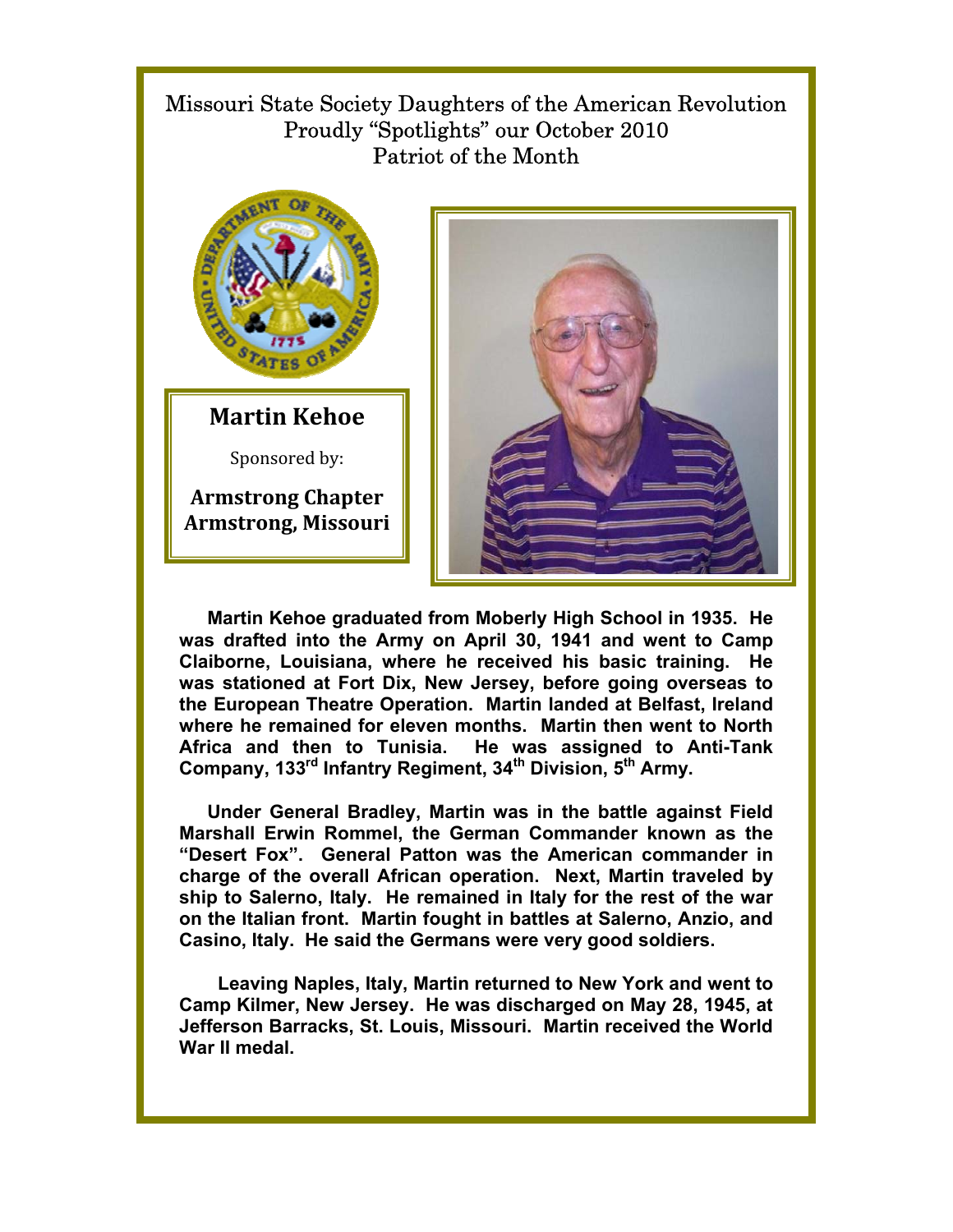Missouri State Society Daughters of the American Revolution
Proudly "Spotlights" our October 2010
Patriot of the Month

## Martin Kehoe

Sponsored by:

**Armstrong Chapter**
**Armstrong, Missouri**

**Martin Kehoe graduated from Moberly High School in 1935. He was drafted into the Army on April 30, 1941 and went to Camp Claiborne, Louisiana, where he received his basic training. He was stationed at Fort Dix, New Jersey, before going overseas to the European Theatre Operation. Martin landed at Belfast, Ireland where he remained for eleven months. Martin then went to North Africa and then to Tunisia. He was assigned to Anti-Tank Company, 133rd Infantry Regiment, 34th Division, 5th Army.**

**Under General Bradley, Martin was in the battle against Field Marshall Erwin Rommel, the German Commander known as the "Desert Fox". General Patton was the American commander in charge of the overall African operation. Next, Martin traveled by ship to Salerno, Italy. He remained in Italy for the rest of the war on the Italian front. Martin fought in battles at Salerno, Anzio, and Casino, Italy. He said the Germans were very good soldiers.**

**Leaving Naples, Italy, Martin returned to New York and went to Camp Kilmer, New Jersey. He was discharged on May 28, 1945, at Jefferson Barracks, St. Louis, Missouri. Martin received the World War II medal.**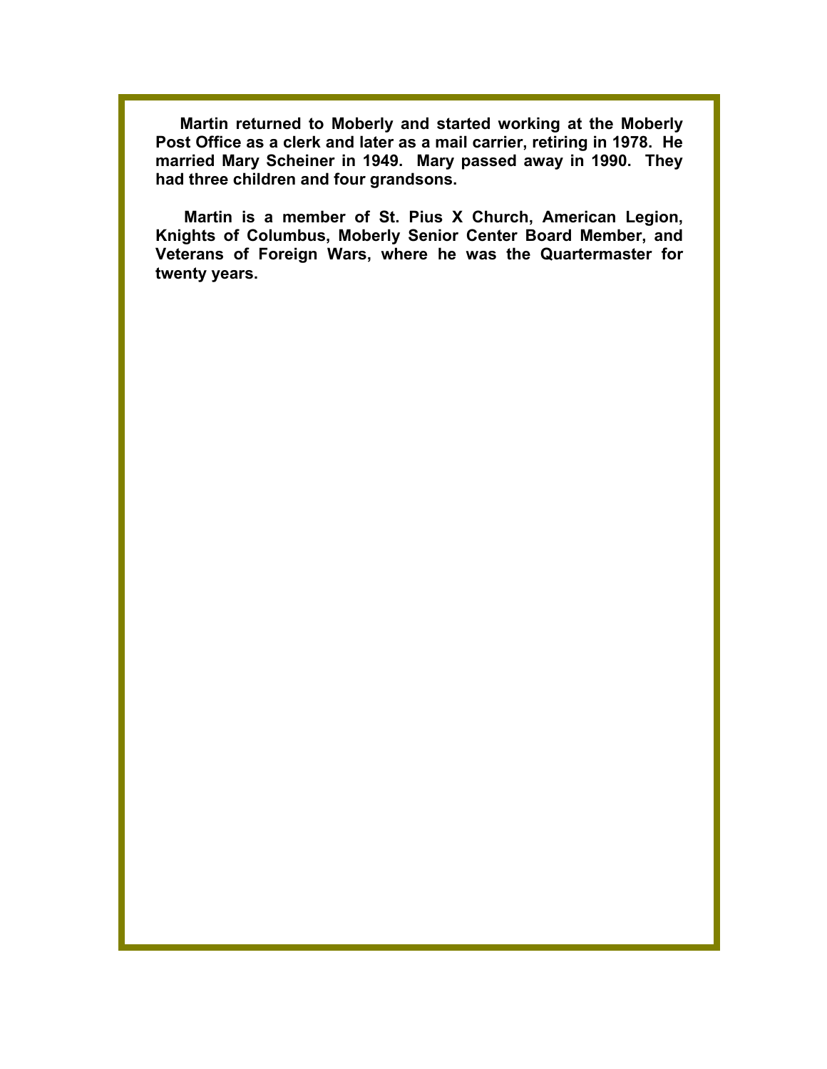**Martin returned to Moberly and started working at the Moberly Post Office as a clerk and later as a mail carrier, retiring in 1978. He married Mary Scheiner in 1949. Mary passed away in 1990. They had three children and four grandsons.**

**Martin is a member of St. Pius X Church, American Legion, Knights of Columbus, Moberly Senior Center Board Member, and Veterans of Foreign Wars, where he was the Quartermaster for twenty years.**